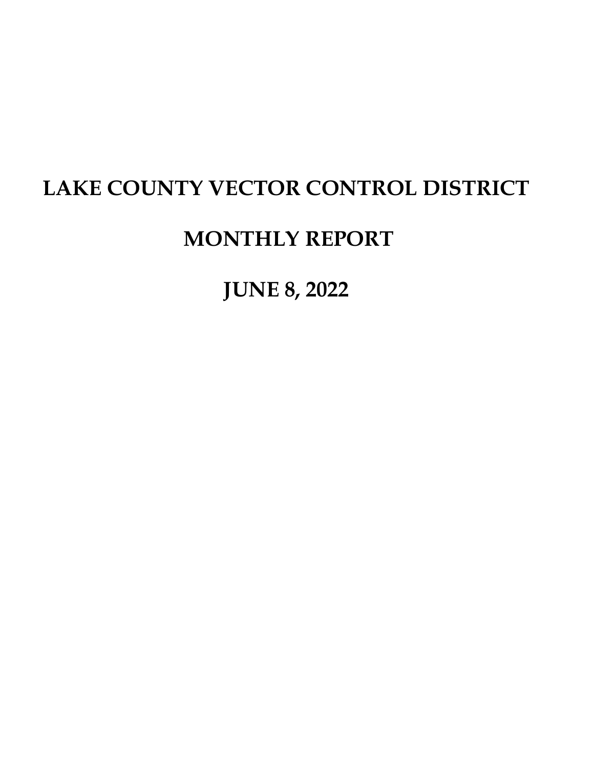# LAKE COUNTY VECTOR CONTROL DISTRICT

# MONTHLY REPORT

# JUNE 8, 2022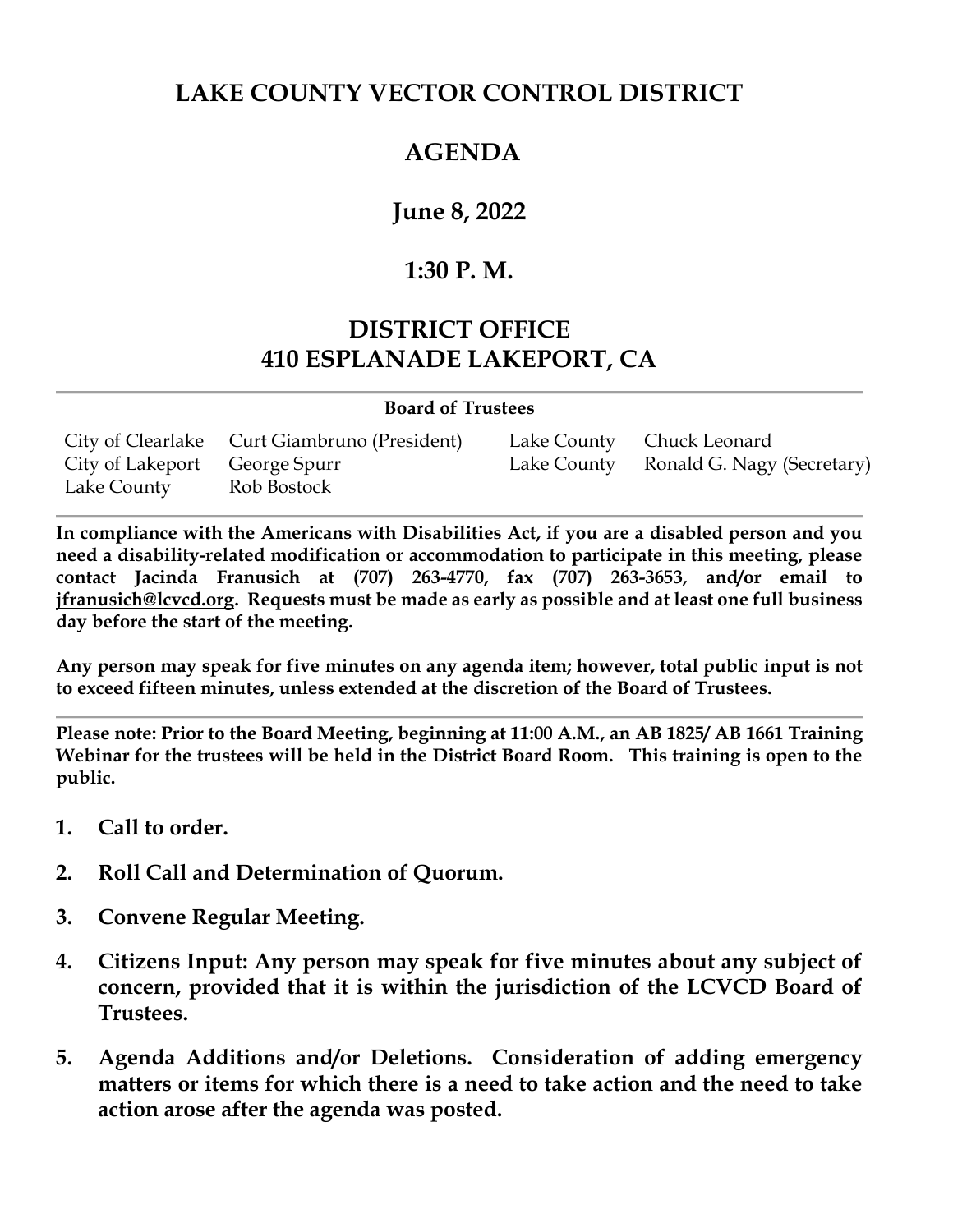# LAKE COUNTY VECTOR CONTROL DISTRICT

# AGENDA

## June 8, 2022

## 1:30 P. M.

## DISTRICT OFFICE
## 410 ESPLANADE LAKEPORT, CA

**Board of Trustees**

| | | | |
|---|---|---|---|
| City of Clearlake | Curt Giambruno (President) | Lake County | Chuck Leonard |
| City of Lakeport | George Spurr | Lake County | Ronald G. Nagy (Secretary) |
| Lake County | Rob Bostock | | |

**In compliance with the Americans with Disabilities Act, if you are a disabled person and you need a disability-related modification or accommodation to participate in this meeting, please contact Jacinda Franusich at (707) 263-4770, fax (707) 263-3653, and/or email to jfranusich@lcvcd.org. Requests must be made as early as possible and at least one full business day before the start of the meeting.**

**Any person may speak for five minutes on any agenda item; however, total public input is not to exceed fifteen minutes, unless extended at the discretion of the Board of Trustees.**

**Please note: Prior to the Board Meeting, beginning at 11:00 A.M., an AB 1825/ AB 1661 Training Webinar for the trustees will be held in the District Board Room. This training is open to the public.**

1. **Call to order.**
2. **Roll Call and Determination of Quorum.**
3. **Convene Regular Meeting.**
4. **Citizens Input: Any person may speak for five minutes about any subject of concern, provided that it is within the jurisdiction of the LCVCD Board of Trustees.**
5. **Agenda Additions and/or Deletions. Consideration of adding emergency matters or items for which there is a need to take action and the need to take action arose after the agenda was posted.**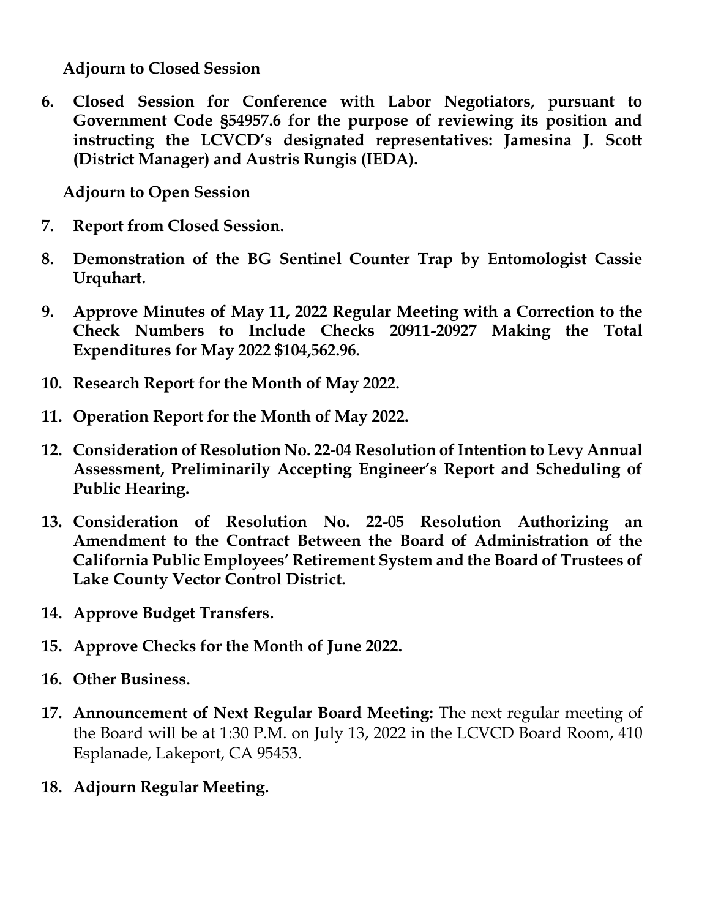**Adjourn to Closed Session**

6. **Closed Session for Conference with Labor Negotiators, pursuant to Government Code §54957.6 for the purpose of reviewing its position and instructing the LCVCD's designated representatives: Jamesina J. Scott (District Manager) and Austris Rungis (IEDA).**

**Adjourn to Open Session**

7. **Report from Closed Session.**
8. **Demonstration of the BG Sentinel Counter Trap by Entomologist Cassie Urquhart.**
9. **Approve Minutes of May 11, 2022 Regular Meeting with a Correction to the Check Numbers to Include Checks 20911-20927 Making the Total Expenditures for May 2022 $104,562.96.**
10. **Research Report for the Month of May 2022.**
11. **Operation Report for the Month of May 2022.**
12. **Consideration of Resolution No. 22-04 Resolution of Intention to Levy Annual Assessment, Preliminarily Accepting Engineer's Report and Scheduling of Public Hearing.**
13. **Consideration of Resolution No. 22-05 Resolution Authorizing an Amendment to the Contract Between the Board of Administration of the California Public Employees' Retirement System and the Board of Trustees of Lake County Vector Control District.**
14. **Approve Budget Transfers.**
15. **Approve Checks for the Month of June 2022.**
16. **Other Business.**
17. **Announcement of Next Regular Board Meeting:** The next regular meeting of the Board will be at 1:30 P.M. on July 13, 2022 in the LCVCD Board Room, 410 Esplanade, Lakeport, CA 95453.
18. **Adjourn Regular Meeting.**